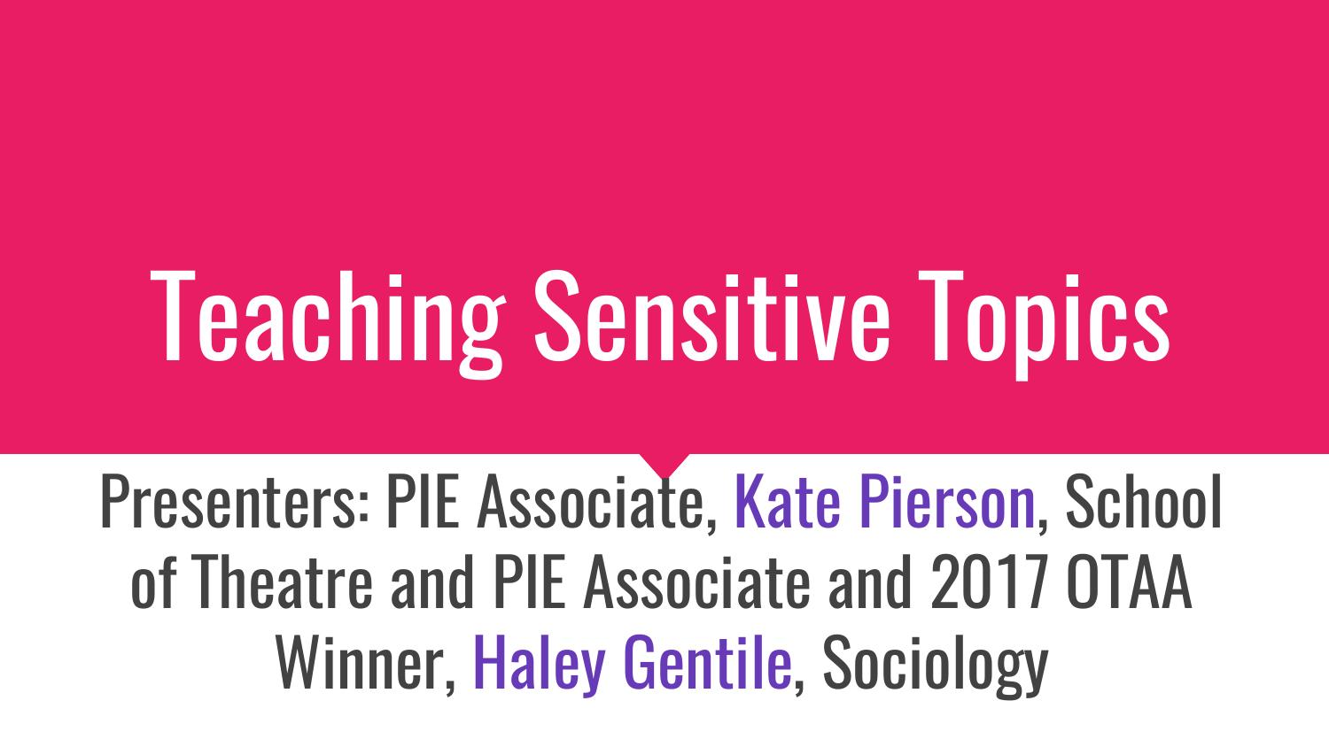# Teaching Sensitive Topics

Presenters: PIE Associate, Kate Pierson, School of Theatre and PIE Associate and 2017 OTAA Winner, Haley Gentile, Sociology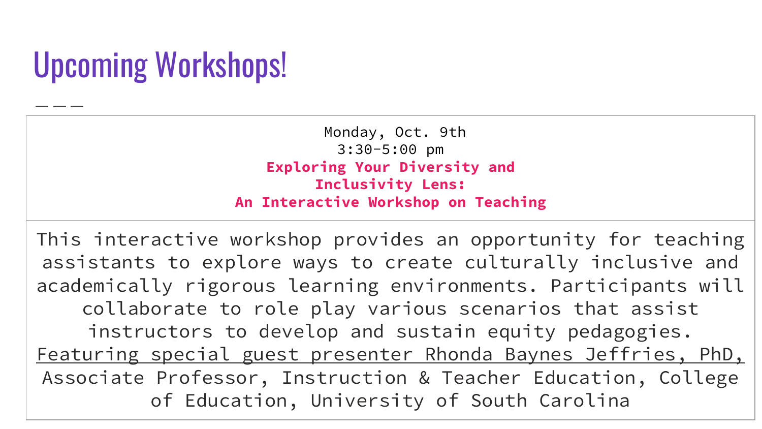# Upcoming Workshops!

Monday, Oct. 9th
3:30-5:00 pm

**Exploring Your Diversity and Inclusivity Lens: An Interactive Workshop on Teaching**

This interactive workshop provides an opportunity for teaching assistants to explore ways to create culturally inclusive and academically rigorous learning environments. Participants will collaborate to role play various scenarios that assist instructors to develop and sustain equity pedagogies. Featuring special guest presenter Rhonda Baynes Jeffries, PhD, Associate Professor, Instruction & Teacher Education, College of Education, University of South Carolina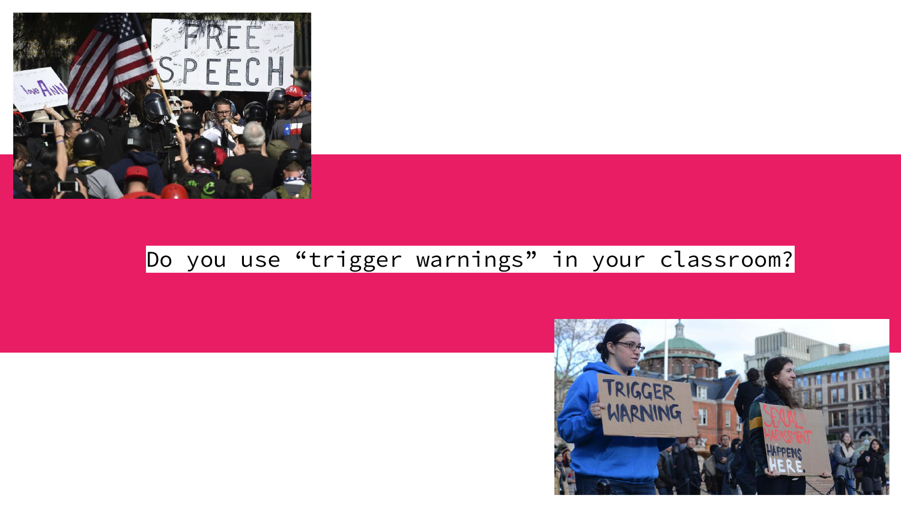Do you use “trigger warnings” in your classroom?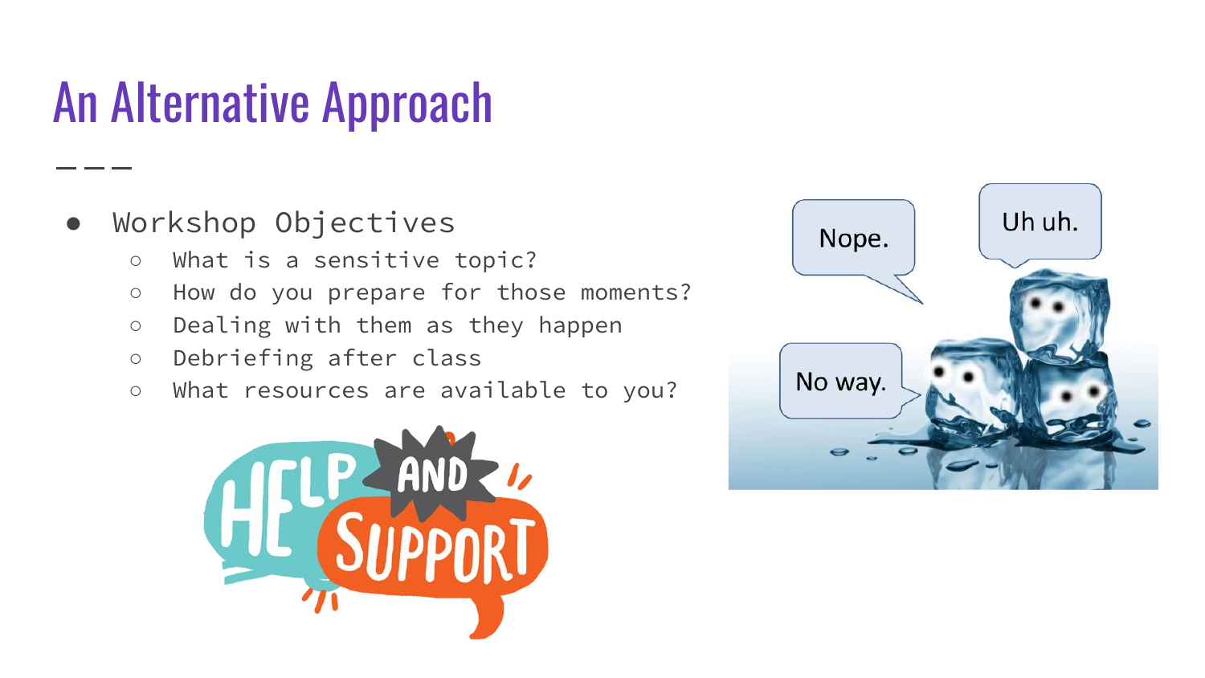# An Alternative Approach

- Workshop Objectives
  - What is a sensitive topic?
  - How do you prepare for those moments?
  - Dealing with them as they happen
  - Debriefing after class
  - What resources are available to you?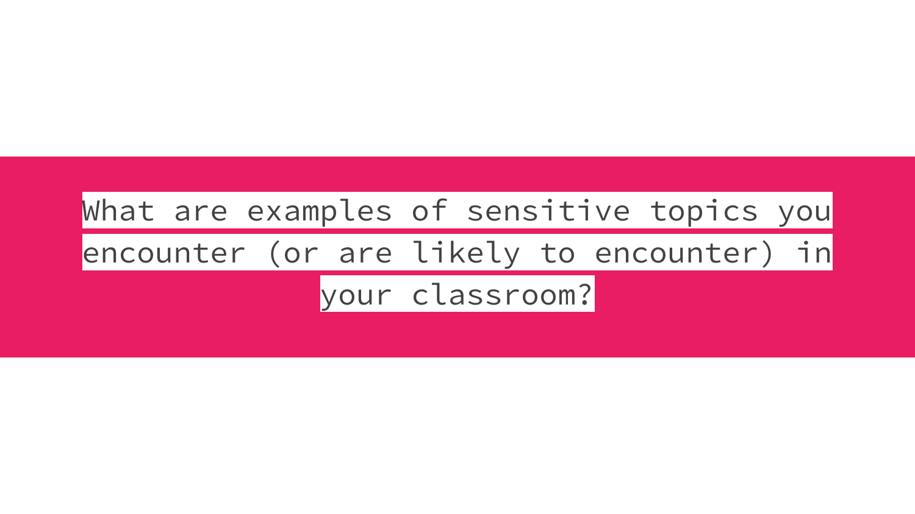## What are examples of sensitive topics you encounter (or are likely to encounter) in your classroom?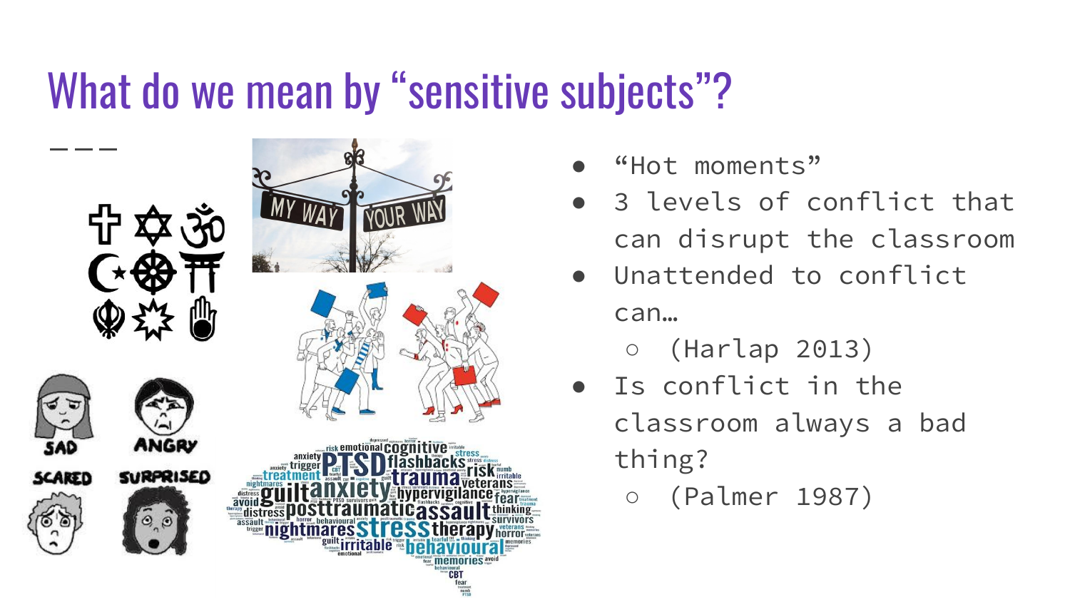# What do we mean by “sensitive subjects”?

- “Hot moments”
- 3 levels of conflict that can disrupt the classroom
- Unattended to conflict can…
  - (Harlap 2013)
- Is conflict in the classroom always a bad thing?
  - (Palmer 1987)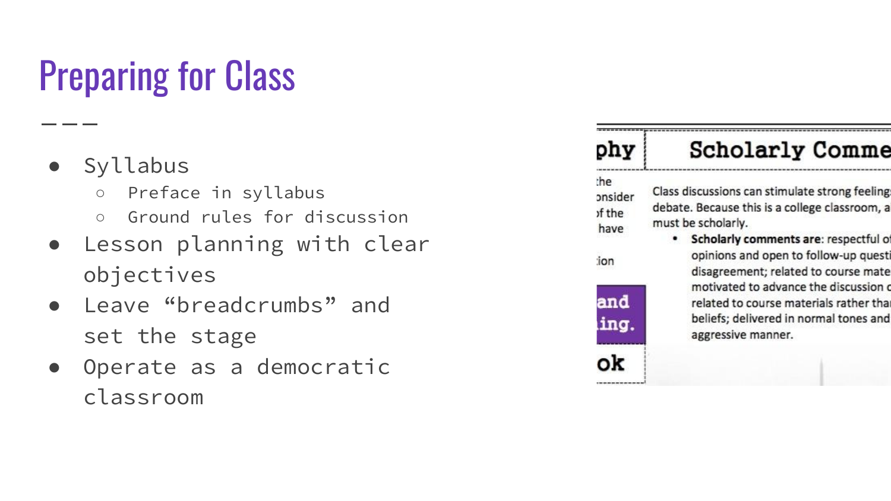# Preparing for Class

- Syllabus
  - Preface in syllabus
  - Ground rules for discussion
- Lesson planning with clear objectives
- Leave "breadcrumbs" and set the stage
- Operate as a democratic classroom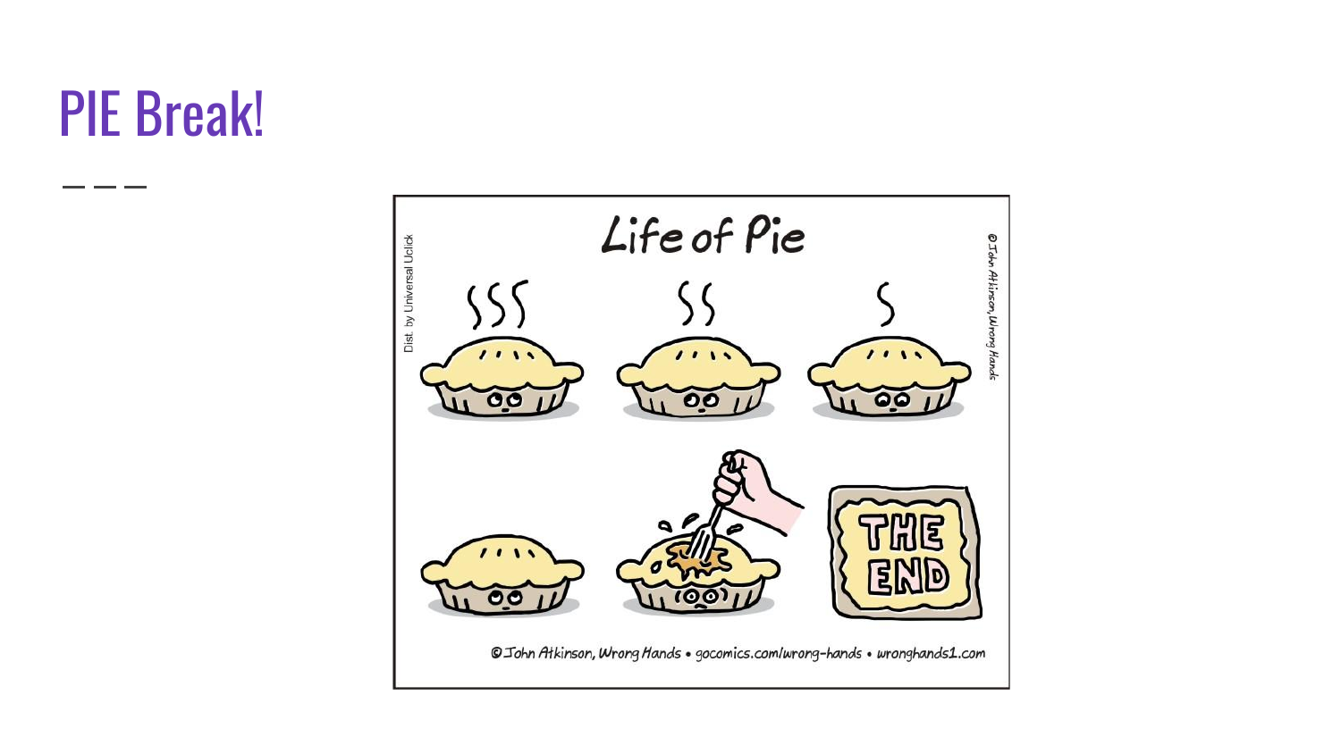# PIE Break!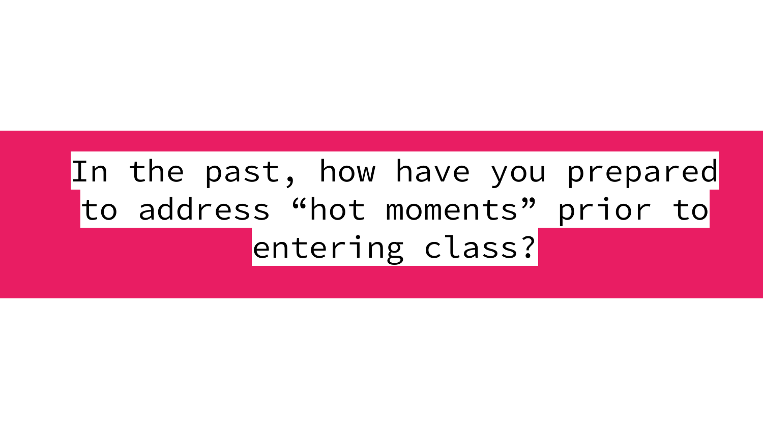# In the past, how have you prepared to address “hot moments” prior to entering class?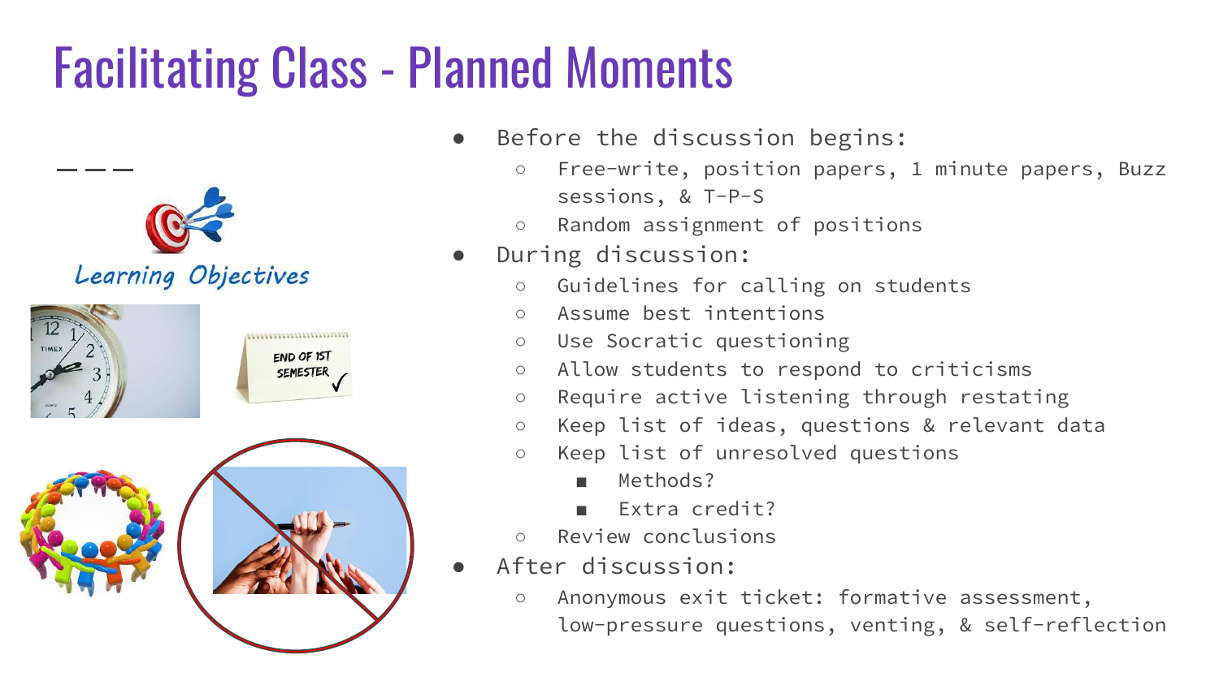# Facilitating Class - Planned Moments

- Before the discussion begins:
  - Free-write, position papers, 1 minute papers, Buzz sessions, & T-P-S
  - Random assignment of positions
- During discussion:
  - Guidelines for calling on students
  - Assume best intentions
  - Use Socratic questioning
  - Allow students to respond to criticisms
  - Require active listening through restating
  - Keep list of ideas, questions & relevant data
  - Keep list of unresolved questions
    - Methods?
    - Extra credit?
  - Review conclusions
- After discussion:
  - Anonymous exit ticket: formative assessment, low-pressure questions, venting, & self-reflection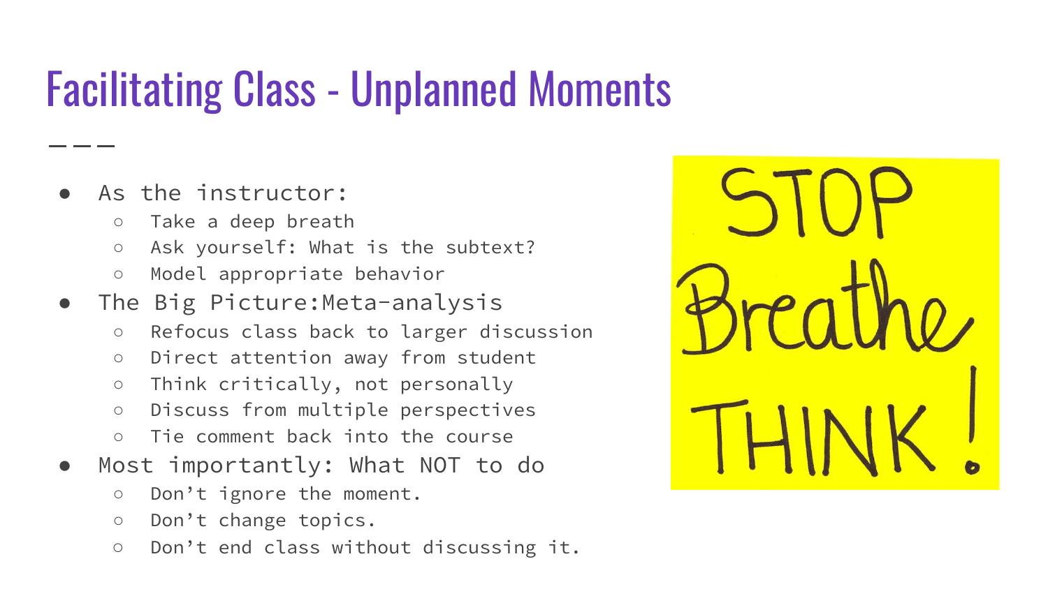# Facilitating Class - Unplanned Moments

- As the instructor:
  - Take a deep breath
  - Ask yourself: What is the subtext?
  - Model appropriate behavior
- The Big Picture:Meta-analysis
  - Refocus class back to larger discussion
  - Direct attention away from student
  - Think critically, not personally
  - Discuss from multiple perspectives
  - Tie comment back into the course
- Most importantly: What NOT to do
  - Don’t ignore the moment.
  - Don’t change topics.
  - Don’t end class without discussing it.

STOP Breathe THINK!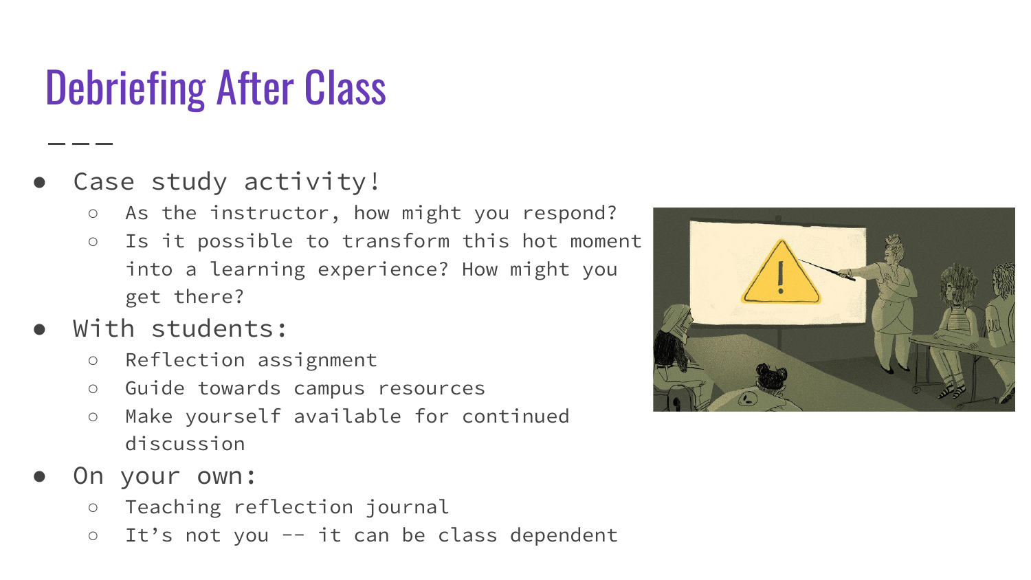# Debriefing After Class

- Case study activity!
  - As the instructor, how might you respond?
  - Is it possible to transform this hot moment into a learning experience? How might you get there?
- With students:
  - Reflection assignment
  - Guide towards campus resources
  - Make yourself available for continued discussion
- On your own:
  - Teaching reflection journal
  - It's not you -- it can be class dependent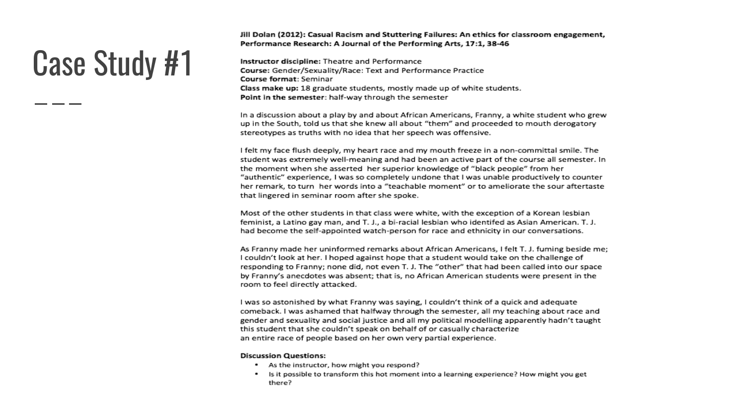# Case Study #1

**Jill Dolan (2012): Casual Racism and Stuttering Failures: An ethics for classroom engagement, Performance Research: A Journal of the Performing Arts, 17:1, 38-46**

**Instructor discipline:** Theatre and Performance
**Course:** Gender/Sexuality/Race: Text and Performance Practice
**Course format**: Seminar
**Class make up:** 18 graduate students, mostly made up of white students.
**Point in the semester**: half-way through the semester

In a discussion about a play by and about African Americans, Franny, a white student who grew up in the South, told us that she knew all about "them" and proceeded to mouth derogatory stereotypes as truths with no idea that her speech was offensive.

I felt my face flush deeply, my heart race and my mouth freeze in a non-committal smile. The student was extremely well-meaning and had been an active part of the course all semester. In the moment when she asserted her superior knowledge of "black people" from her "authentic" experience, I was so completely undone that I was unable productively to counter her remark, to turn her words into a "teachable moment" or to ameliorate the sour aftertaste that lingered in seminar room after she spoke.

Most of the other students in that class were white, with the exception of a Korean lesbian feminist, a Latino gay man, and T. J., a bi-racial lesbian who identifed as Asian American. T. J. had become the self-appointed watch-person for race and ethnicity in our conversations.

As Franny made her uninformed remarks about African Americans, I felt T. J. fuming beside me; I couldn't look at her. I hoped against hope that a student would take on the challenge of responding to Franny; none did, not even T. J. The "other" that had been called into our space by Franny's anecdotes was absent; that is, no African American students were present in the room to feel directly attacked.

I was so astonished by what Franny was saying, I couldn't think of a quick and adequate comeback. I was ashamed that halfway through the semester, all my teaching about race and gender and sexuality and social justice and all my political modelling apparently hadn't taught this student that she couldn't speak on behalf of or casually characterize an entire race of people based on her own very partial experience.

**Discussion Questions:**

- As the instructor, how might you respond?
- Is it possible to transform this hot moment into a learning experience? How might you get there?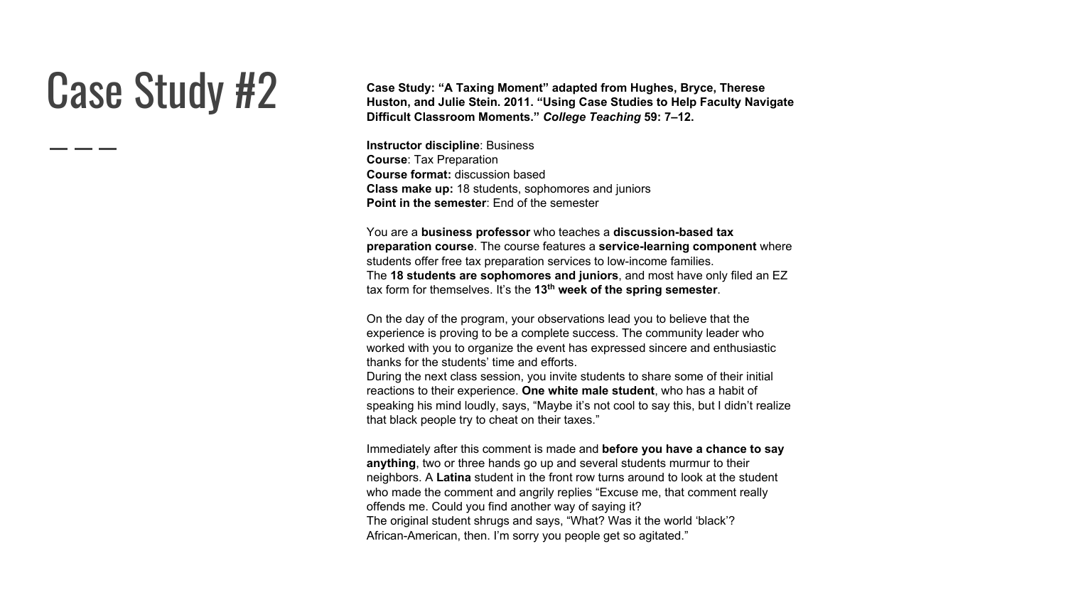# Case Study #2

**Case Study: "A Taxing Moment" adapted from Hughes, Bryce, Therese Huston, and Julie Stein. 2011. "Using Case Studies to Help Faculty Navigate Difficult Classroom Moments."** ***College Teaching*** **59: 7–12.**

**Instructor discipline**: Business
**Course**: Tax Preparation
**Course format:** discussion based
**Class make up:** 18 students, sophomores and juniors
**Point in the semester**: End of the semester

You are a **business professor** who teaches a **discussion-based tax preparation course**. The course features a **service-learning component** where students offer free tax preparation services to low-income families.
The **18 students are sophomores and juniors**, and most have only filed an EZ tax form for themselves. It's the **13th week of the spring semester**.

On the day of the program, your observations lead you to believe that the experience is proving to be a complete success. The community leader who worked with you to organize the event has expressed sincere and enthusiastic thanks for the students' time and efforts.
During the next class session, you invite students to share some of their initial reactions to their experience. **One white male student**, who has a habit of speaking his mind loudly, says, "Maybe it's not cool to say this, but I didn't realize that black people try to cheat on their taxes."

Immediately after this comment is made and **before you have a chance to say anything**, two or three hands go up and several students murmur to their neighbors. A **Latina** student in the front row turns around to look at the student who made the comment and angrily replies "Excuse me, that comment really offends me. Could you find another way of saying it?
The original student shrugs and says, "What? Was it the world 'black'? African-American, then. I'm sorry you people get so agitated."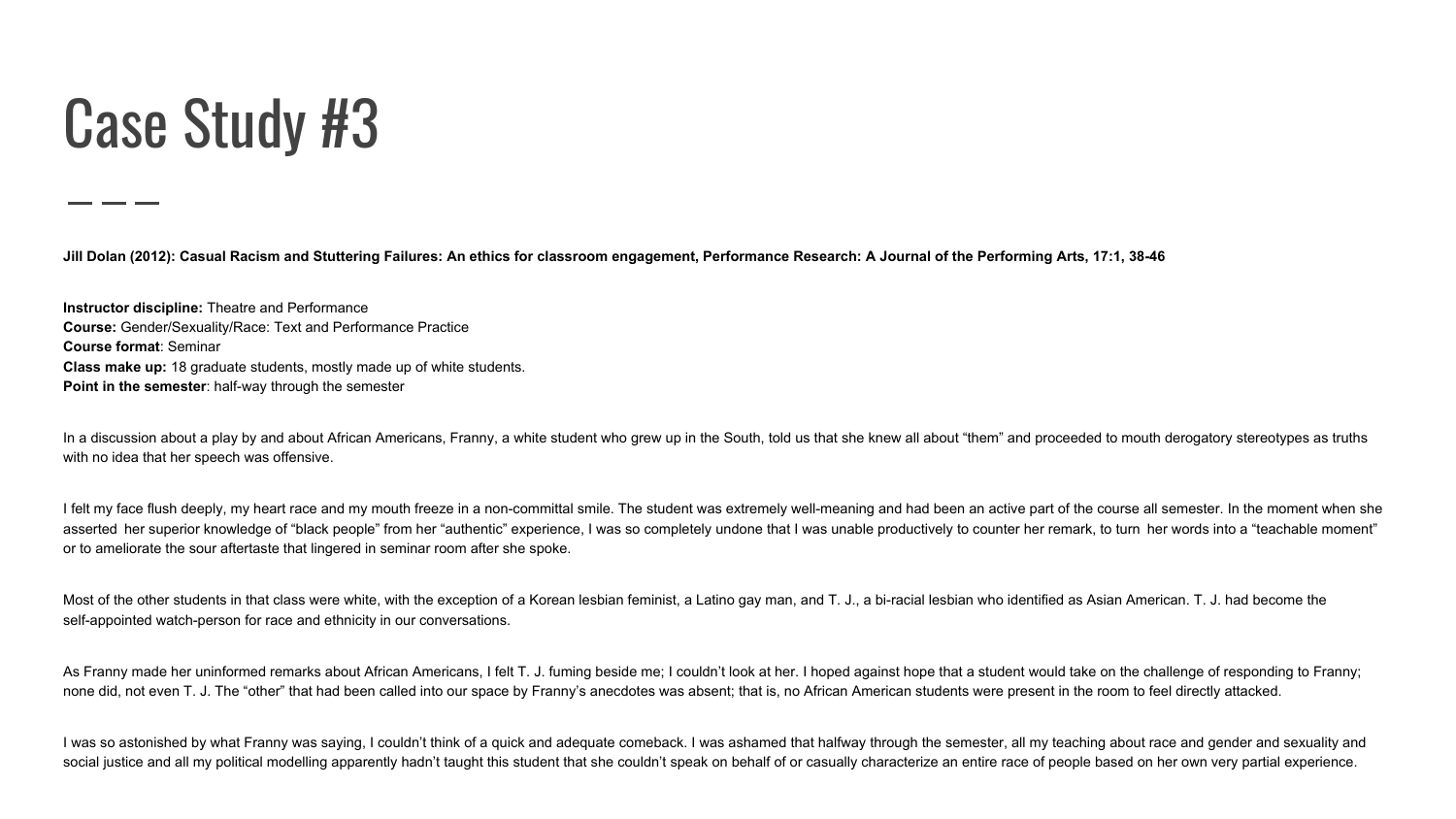# Case Study #3

**Jill Dolan (2012): Casual Racism and Stuttering Failures: An ethics for classroom engagement, Performance Research: A Journal of the Performing Arts, 17:1, 38-46**

**Instructor discipline:** Theatre and Performance
**Course:** Gender/Sexuality/Race: Text and Performance Practice
**Course format**: Seminar
**Class make up:** 18 graduate students, mostly made up of white students.
**Point in the semester**: half-way through the semester

In a discussion about a play by and about African Americans, Franny, a white student who grew up in the South, told us that she knew all about "them" and proceeded to mouth derogatory stereotypes as truths with no idea that her speech was offensive.

I felt my face flush deeply, my heart race and my mouth freeze in a non-committal smile. The student was extremely well-meaning and had been an active part of the course all semester. In the moment when she asserted her superior knowledge of "black people" from her "authentic" experience, I was so completely undone that I was unable productively to counter her remark, to turn her words into a "teachable moment" or to ameliorate the sour aftertaste that lingered in seminar room after she spoke.

Most of the other students in that class were white, with the exception of a Korean lesbian feminist, a Latino gay man, and T. J., a bi-racial lesbian who identified as Asian American. T. J. had become the self-appointed watch-person for race and ethnicity in our conversations.

As Franny made her uninformed remarks about African Americans, I felt T. J. fuming beside me; I couldn't look at her. I hoped against hope that a student would take on the challenge of responding to Franny; none did, not even T. J. The "other" that had been called into our space by Franny's anecdotes was absent; that is, no African American students were present in the room to feel directly attacked.

I was so astonished by what Franny was saying, I couldn't think of a quick and adequate comeback. I was ashamed that halfway through the semester, all my teaching about race and gender and sexuality and social justice and all my political modelling apparently hadn't taught this student that she couldn't speak on behalf of or casually characterize an entire race of people based on her own very partial experience.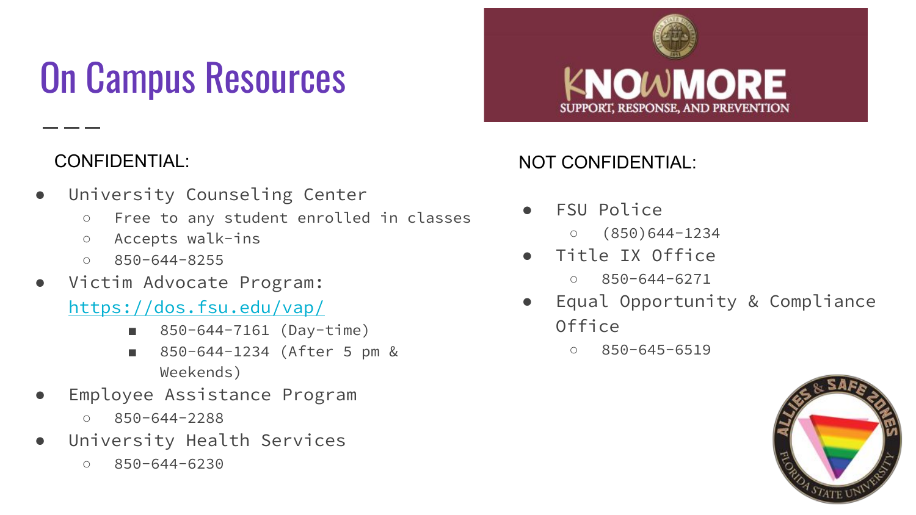# On Campus Resources

KNOWMORE
SUPPORT, RESPONSE, AND PREVENTION

CONFIDENTIAL:

- University Counseling Center
  - Free to any student enrolled in classes
  - Accepts walk-ins
  - 850-644-8255
- Victim Advocate Program: https://dos.fsu.edu/vap/
  - 850-644-7161 (Day-time)
  - 850-644-1234 (After 5 pm & Weekends)
- Employee Assistance Program
  - 850-644-2288
- University Health Services
  - 850-644-6230

NOT CONFIDENTIAL:

- FSU Police
  - (850)644-1234
- Title IX Office
  - 850-644-6271
- Equal Opportunity & Compliance Office
  - 850-645-6519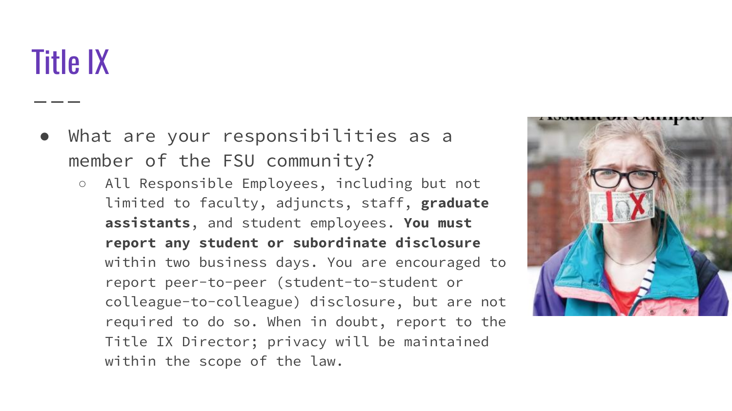# Title IX

- What are your responsibilities as a member of the FSU community?
  - All Responsible Employees, including but not limited to faculty, adjuncts, staff, **graduate assistants**, and student employees. **You must report any student or subordinate disclosure** within two business days. You are encouraged to report peer-to-peer (student-to-student or colleague-to-colleague) disclosure, but are not required to do so. When in doubt, report to the Title IX Director; privacy will be maintained within the scope of the law.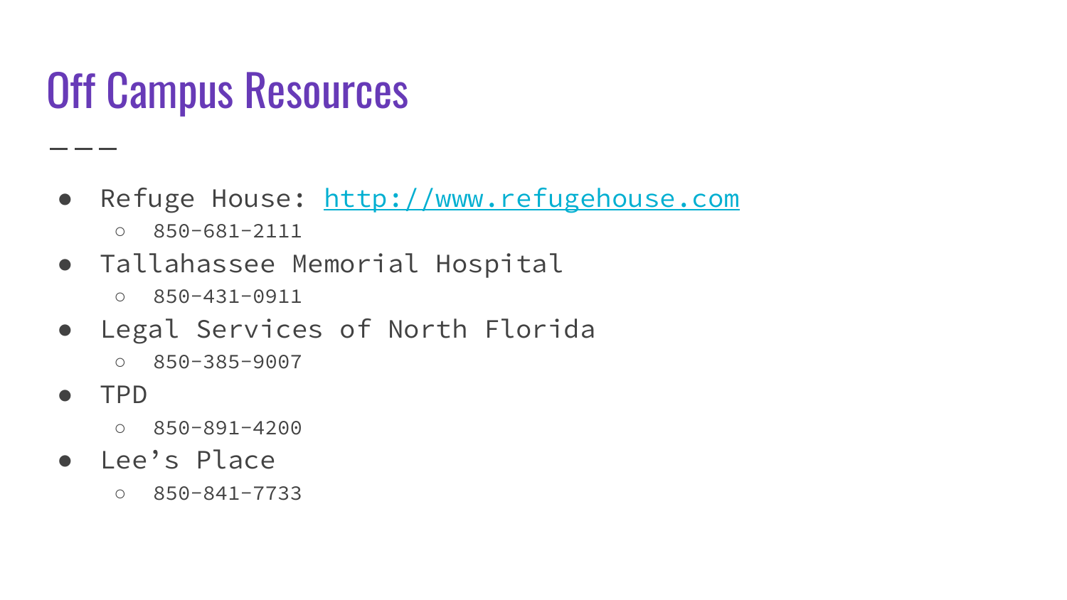# Off Campus Resources

- Refuge House: http://www.refugehouse.com
  - 850-681-2111
- Tallahassee Memorial Hospital
  - 850-431-0911
- Legal Services of North Florida
  - 850-385-9007
- TPD
  - 850-891-4200
- Lee’s Place
  - 850-841-7733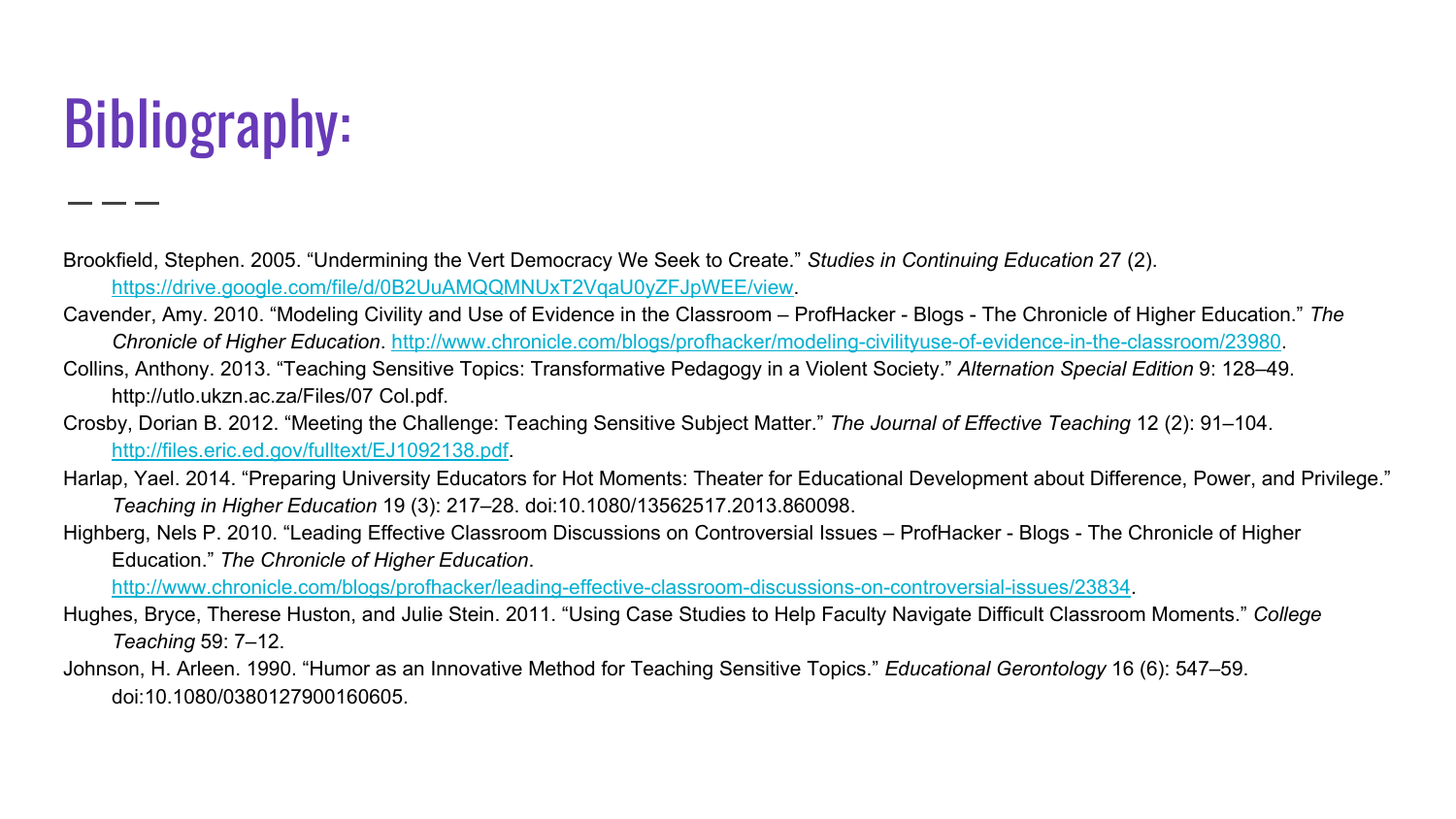# Bibliography:

---

Brookfield, Stephen. 2005. "Undermining the Vert Democracy We Seek to Create." *Studies in Continuing Education* 27 (2). https://drive.google.com/file/d/0B2UuAMQQMNUxT2VqaU0yZFJpWEE/view.

Cavender, Amy. 2010. "Modeling Civility and Use of Evidence in the Classroom – ProfHacker - Blogs - The Chronicle of Higher Education." *The Chronicle of Higher Education*. http://www.chronicle.com/blogs/profhacker/modeling-civilityuse-of-evidence-in-the-classroom/23980.

Collins, Anthony. 2013. "Teaching Sensitive Topics: Transformative Pedagogy in a Violent Society." *Alternation Special Edition* 9: 128–49. http://utlo.ukzn.ac.za/Files/07 Col.pdf.

Crosby, Dorian B. 2012. "Meeting the Challenge: Teaching Sensitive Subject Matter." *The Journal of Effective Teaching* 12 (2): 91–104. http://files.eric.ed.gov/fulltext/EJ1092138.pdf.

Harlap, Yael. 2014. "Preparing University Educators for Hot Moments: Theater for Educational Development about Difference, Power, and Privilege." *Teaching in Higher Education* 19 (3): 217–28. doi:10.1080/13562517.2013.860098.

Highberg, Nels P. 2010. "Leading Effective Classroom Discussions on Controversial Issues – ProfHacker - Blogs - The Chronicle of Higher Education." *The Chronicle of Higher Education*. http://www.chronicle.com/blogs/profhacker/leading-effective-classroom-discussions-on-controversial-issues/23834.

Hughes, Bryce, Therese Huston, and Julie Stein. 2011. "Using Case Studies to Help Faculty Navigate Difficult Classroom Moments." *College Teaching* 59: 7–12.

Johnson, H. Arleen. 1990. "Humor as an Innovative Method for Teaching Sensitive Topics." *Educational Gerontology* 16 (6): 547–59. doi:10.1080/0380127900160605.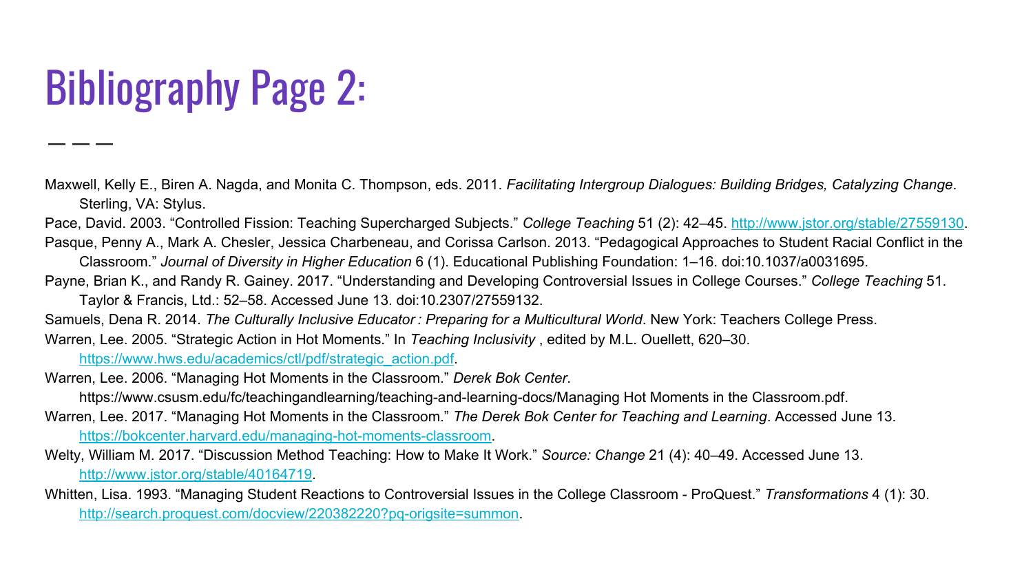# Bibliography Page 2:

---

Maxwell, Kelly E., Biren A. Nagda, and Monita C. Thompson, eds. 2011. *Facilitating Intergroup Dialogues: Building Bridges, Catalyzing Change*. Sterling, VA: Stylus.

Pace, David. 2003. "Controlled Fission: Teaching Supercharged Subjects." *College Teaching* 51 (2): 42–45. http://www.jstor.org/stable/27559130.

Pasque, Penny A., Mark A. Chesler, Jessica Charbeneau, and Corissa Carlson. 2013. "Pedagogical Approaches to Student Racial Conflict in the Classroom." *Journal of Diversity in Higher Education* 6 (1). Educational Publishing Foundation: 1–16. doi:10.1037/a0031695.

Payne, Brian K., and Randy R. Gainey. 2017. "Understanding and Developing Controversial Issues in College Courses." *College Teaching* 51. Taylor & Francis, Ltd.: 52–58. Accessed June 13. doi:10.2307/27559132.

Samuels, Dena R. 2014. *The Culturally Inclusive Educator : Preparing for a Multicultural World*. New York: Teachers College Press.

Warren, Lee. 2005. "Strategic Action in Hot Moments." In *Teaching Inclusivity* , edited by M.L. Ouellett, 620–30. https://www.hws.edu/academics/ctl/pdf/strategic_action.pdf.

Warren, Lee. 2006. "Managing Hot Moments in the Classroom." *Derek Bok Center*. https://www.csusm.edu/fc/teachingandlearning/teaching-and-learning-docs/Managing Hot Moments in the Classroom.pdf.

Warren, Lee. 2017. "Managing Hot Moments in the Classroom." *The Derek Bok Center for Teaching and Learning*. Accessed June 13. https://bokcenter.harvard.edu/managing-hot-moments-classroom.

Welty, William M. 2017. "Discussion Method Teaching: How to Make It Work." *Source: Change* 21 (4): 40–49. Accessed June 13. http://www.jstor.org/stable/40164719.

Whitten, Lisa. 1993. "Managing Student Reactions to Controversial Issues in the College Classroom - ProQuest." *Transformations* 4 (1): 30. http://search.proquest.com/docview/220382220?pq-origsite=summon.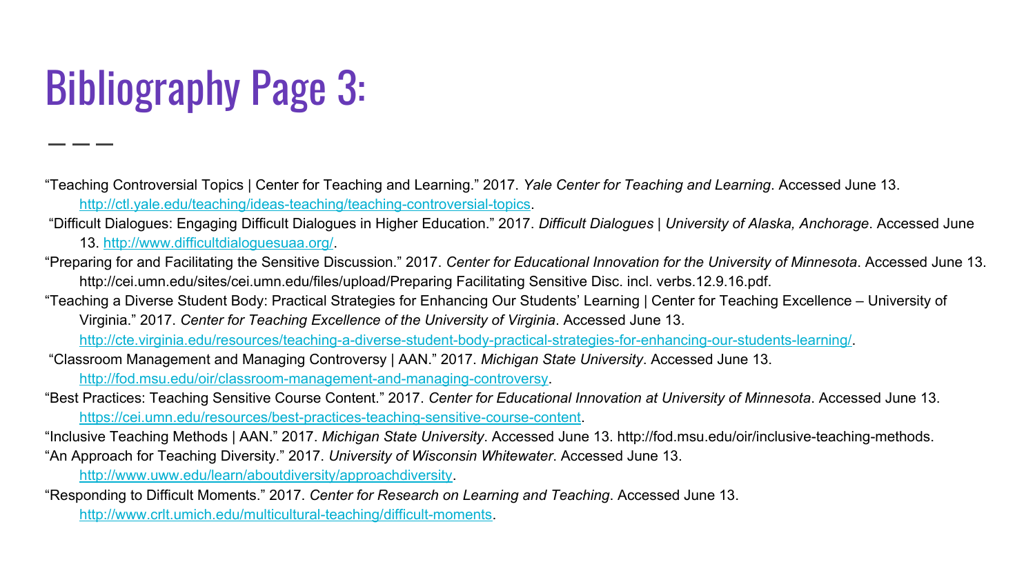# Bibliography Page 3:

“Teaching Controversial Topics | Center for Teaching and Learning.” 2017. *Yale Center for Teaching and Learning*. Accessed June 13. http://ctl.yale.edu/teaching/ideas-teaching/teaching-controversial-topics.

“Difficult Dialogues: Engaging Difficult Dialogues in Higher Education.” 2017. *Difficult Dialogues | University of Alaska, Anchorage*. Accessed June 13. http://www.difficultdialoguesuaa.org/.

“Preparing for and Facilitating the Sensitive Discussion.” 2017. *Center for Educational Innovation for the University of Minnesota*. Accessed June 13. http://cei.umn.edu/sites/cei.umn.edu/files/upload/Preparing Facilitating Sensitive Disc. incl. verbs.12.9.16.pdf.

“Teaching a Diverse Student Body: Practical Strategies for Enhancing Our Students’ Learning | Center for Teaching Excellence – University of Virginia.” 2017. *Center for Teaching Excellence of the University of Virginia*. Accessed June 13. http://cte.virginia.edu/resources/teaching-a-diverse-student-body-practical-strategies-for-enhancing-our-students-learning/.

“Classroom Management and Managing Controversy | AAN.” 2017. *Michigan State University*. Accessed June 13. http://fod.msu.edu/oir/classroom-management-and-managing-controversy.

“Best Practices: Teaching Sensitive Course Content.” 2017. *Center for Educational Innovation at University of Minnesota*. Accessed June 13. https://cei.umn.edu/resources/best-practices-teaching-sensitive-course-content.

“Inclusive Teaching Methods | AAN.” 2017. *Michigan State University*. Accessed June 13. http://fod.msu.edu/oir/inclusive-teaching-methods.

“An Approach for Teaching Diversity.” 2017. *University of Wisconsin Whitewater*. Accessed June 13. http://www.uww.edu/learn/aboutdiversity/approachdiversity.

“Responding to Difficult Moments.” 2017. *Center for Research on Learning and Teaching*. Accessed June 13. http://www.crlt.umich.edu/multicultural-teaching/difficult-moments.